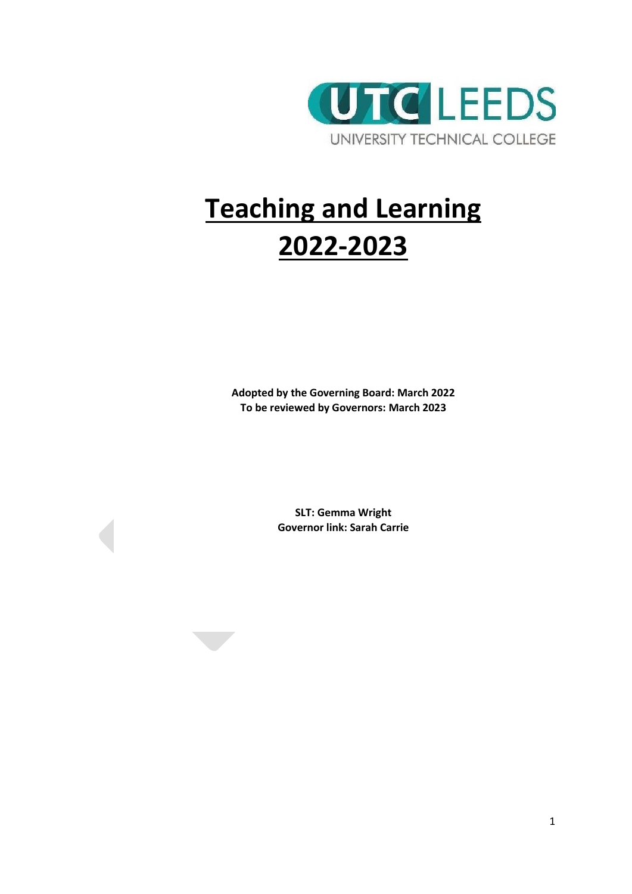UTC LEEDS

UNIVERSITY TECHNICAL COLLEGE

# Teaching and Learning 2022-2023

**Adopted by the Governing Board: March 2022**
**To be reviewed by Governors: March 2023**

**SLT: Gemma Wright**
**Governor link: Sarah Carrie**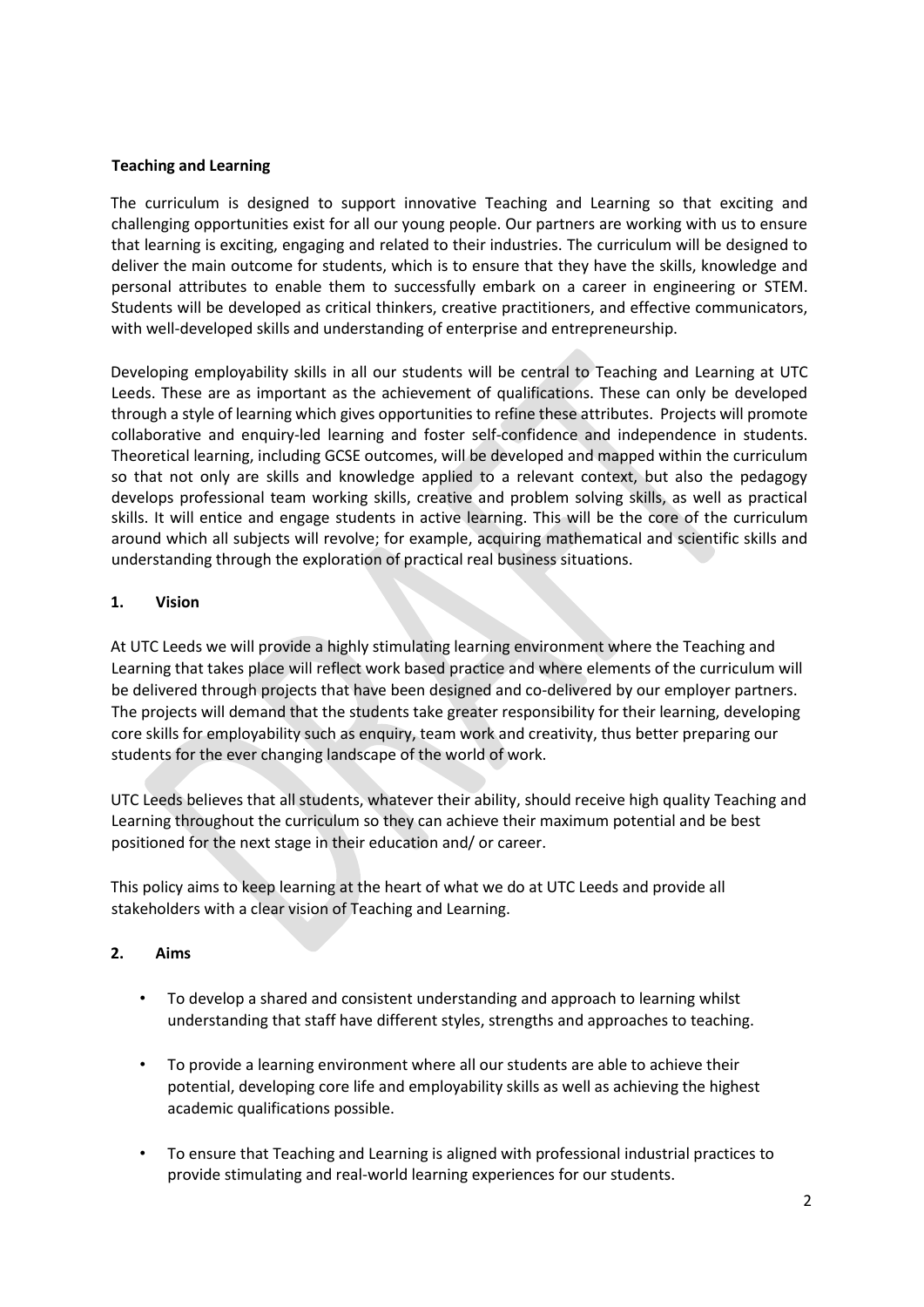**Teaching and Learning**

The curriculum is designed to support innovative Teaching and Learning so that exciting and challenging opportunities exist for all our young people. Our partners are working with us to ensure that learning is exciting, engaging and related to their industries. The curriculum will be designed to deliver the main outcome for students, which is to ensure that they have the skills, knowledge and personal attributes to enable them to successfully embark on a career in engineering or STEM. Students will be developed as critical thinkers, creative practitioners, and effective communicators, with well-developed skills and understanding of enterprise and entrepreneurship.

Developing employability skills in all our students will be central to Teaching and Learning at UTC Leeds. These are as important as the achievement of qualifications. These can only be developed through a style of learning which gives opportunities to refine these attributes. Projects will promote collaborative and enquiry-led learning and foster self-confidence and independence in students. Theoretical learning, including GCSE outcomes, will be developed and mapped within the curriculum so that not only are skills and knowledge applied to a relevant context, but also the pedagogy develops professional team working skills, creative and problem solving skills, as well as practical skills. It will entice and engage students in active learning. This will be the core of the curriculum around which all subjects will revolve; for example, acquiring mathematical and scientific skills and understanding through the exploration of practical real business situations.

**1. Vision**

At UTC Leeds we will provide a highly stimulating learning environment where the Teaching and Learning that takes place will reflect work based practice and where elements of the curriculum will be delivered through projects that have been designed and co-delivered by our employer partners. The projects will demand that the students take greater responsibility for their learning, developing core skills for employability such as enquiry, team work and creativity, thus better preparing our students for the ever changing landscape of the world of work.

UTC Leeds believes that all students, whatever their ability, should receive high quality Teaching and Learning throughout the curriculum so they can achieve their maximum potential and be best positioned for the next stage in their education and/ or career.

This policy aims to keep learning at the heart of what we do at UTC Leeds and provide all stakeholders with a clear vision of Teaching and Learning.

**2. Aims**

- To develop a shared and consistent understanding and approach to learning whilst understanding that staff have different styles, strengths and approaches to teaching.
- To provide a learning environment where all our students are able to achieve their potential, developing core life and employability skills as well as achieving the highest academic qualifications possible.
- To ensure that Teaching and Learning is aligned with professional industrial practices to provide stimulating and real-world learning experiences for our students.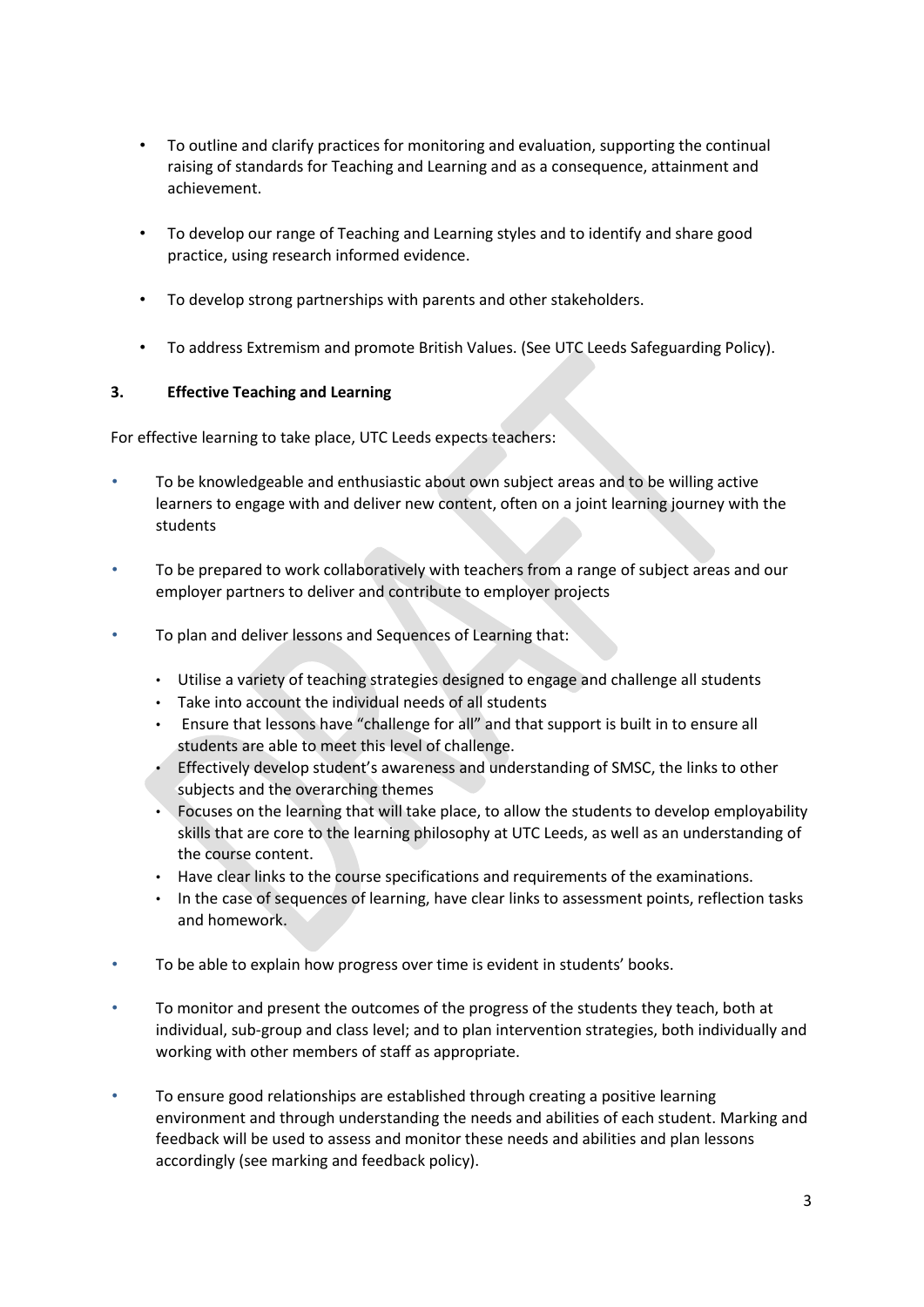- To outline and clarify practices for monitoring and evaluation, supporting the continual raising of standards for Teaching and Learning and as a consequence, attainment and achievement.
- To develop our range of Teaching and Learning styles and to identify and share good practice, using research informed evidence.
- To develop strong partnerships with parents and other stakeholders.
- To address Extremism and promote British Values. (See UTC Leeds Safeguarding Policy).

### 3. Effective Teaching and Learning

For effective learning to take place, UTC Leeds expects teachers:

- To be knowledgeable and enthusiastic about own subject areas and to be willing active learners to engage with and deliver new content, often on a joint learning journey with the students
- To be prepared to work collaboratively with teachers from a range of subject areas and our employer partners to deliver and contribute to employer projects
- To plan and deliver lessons and Sequences of Learning that:
  - Utilise a variety of teaching strategies designed to engage and challenge all students
  - Take into account the individual needs of all students
  - Ensure that lessons have "challenge for all" and that support is built in to ensure all students are able to meet this level of challenge.
  - Effectively develop student's awareness and understanding of SMSC, the links to other subjects and the overarching themes
  - Focuses on the learning that will take place, to allow the students to develop employability skills that are core to the learning philosophy at UTC Leeds, as well as an understanding of the course content.
  - Have clear links to the course specifications and requirements of the examinations.
  - In the case of sequences of learning, have clear links to assessment points, reflection tasks and homework.
- To be able to explain how progress over time is evident in students' books.
- To monitor and present the outcomes of the progress of the students they teach, both at individual, sub-group and class level; and to plan intervention strategies, both individually and working with other members of staff as appropriate.
- To ensure good relationships are established through creating a positive learning environment and through understanding the needs and abilities of each student. Marking and feedback will be used to assess and monitor these needs and abilities and plan lessons accordingly (see marking and feedback policy).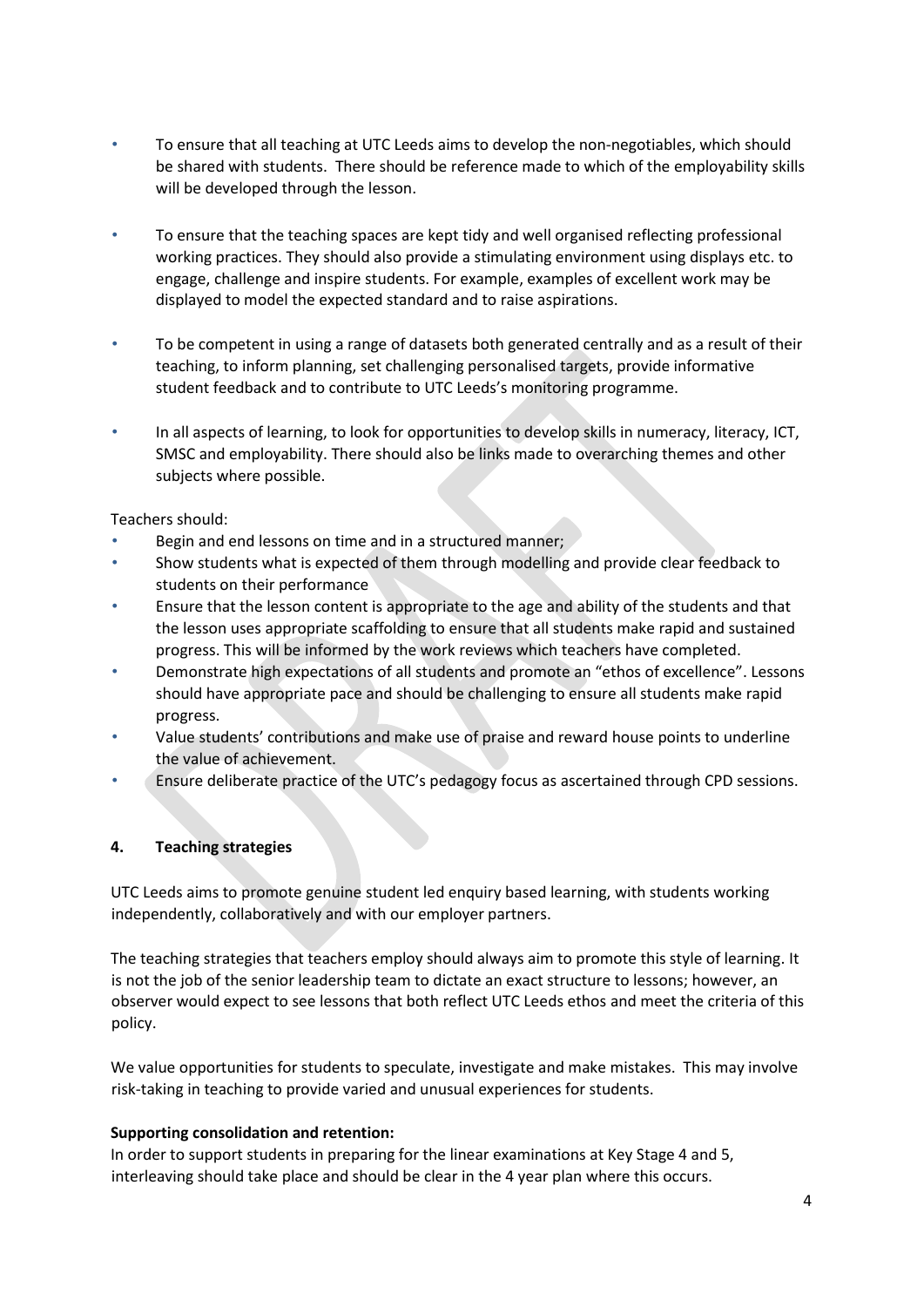- To ensure that all teaching at UTC Leeds aims to develop the non-negotiables, which should be shared with students. There should be reference made to which of the employability skills will be developed through the lesson.

- To ensure that the teaching spaces are kept tidy and well organised reflecting professional working practices. They should also provide a stimulating environment using displays etc. to engage, challenge and inspire students. For example, examples of excellent work may be displayed to model the expected standard and to raise aspirations.

- To be competent in using a range of datasets both generated centrally and as a result of their teaching, to inform planning, set challenging personalised targets, provide informative student feedback and to contribute to UTC Leeds's monitoring programme.

- In all aspects of learning, to look for opportunities to develop skills in numeracy, literacy, ICT, SMSC and employability. There should also be links made to overarching themes and other subjects where possible.

Teachers should:

- Begin and end lessons on time and in a structured manner;
- Show students what is expected of them through modelling and provide clear feedback to students on their performance
- Ensure that the lesson content is appropriate to the age and ability of the students and that the lesson uses appropriate scaffolding to ensure that all students make rapid and sustained progress. This will be informed by the work reviews which teachers have completed.
- Demonstrate high expectations of all students and promote an "ethos of excellence". Lessons should have appropriate pace and should be challenging to ensure all students make rapid progress.
- Value students' contributions and make use of praise and reward house points to underline the value of achievement.
- Ensure deliberate practice of the UTC's pedagogy focus as ascertained through CPD sessions.

## 4. Teaching strategies

UTC Leeds aims to promote genuine student led enquiry based learning, with students working independently, collaboratively and with our employer partners.

The teaching strategies that teachers employ should always aim to promote this style of learning. It is not the job of the senior leadership team to dictate an exact structure to lessons; however, an observer would expect to see lessons that both reflect UTC Leeds ethos and meet the criteria of this policy.

We value opportunities for students to speculate, investigate and make mistakes. This may involve risk-taking in teaching to provide varied and unusual experiences for students.

**Supporting consolidation and retention:**

In order to support students in preparing for the linear examinations at Key Stage 4 and 5, interleaving should take place and should be clear in the 4 year plan where this occurs.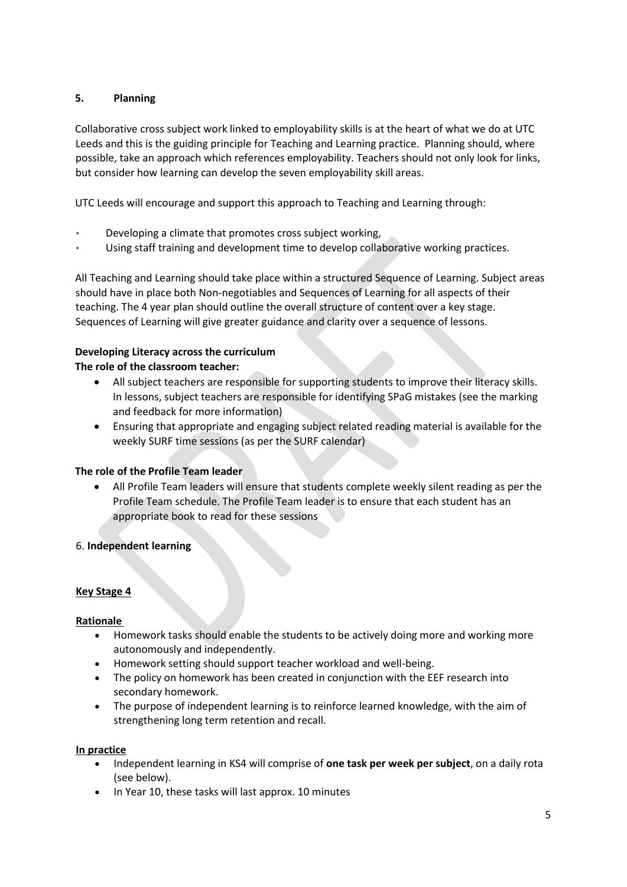## 5. Planning

Collaborative cross subject work linked to employability skills is at the heart of what we do at UTC Leeds and this is the guiding principle for Teaching and Learning practice. Planning should, where possible, take an approach which references employability. Teachers should not only look for links, but consider how learning can develop the seven employability skill areas.

UTC Leeds will encourage and support this approach to Teaching and Learning through:

- Developing a climate that promotes cross subject working,
- Using staff training and development time to develop collaborative working practices.

All Teaching and Learning should take place within a structured Sequence of Learning. Subject areas should have in place both Non-negotiables and Sequences of Learning for all aspects of their teaching. The 4 year plan should outline the overall structure of content over a key stage. Sequences of Learning will give greater guidance and clarity over a sequence of lessons.

**Developing Literacy across the curriculum**
**The role of the classroom teacher:**

- All subject teachers are responsible for supporting students to improve their literacy skills. In lessons, subject teachers are responsible for identifying SPaG mistakes (see the marking and feedback for more information)
- Ensuring that appropriate and engaging subject related reading material is available for the weekly SURF time sessions (as per the SURF calendar)

**The role of the Profile Team leader**

- All Profile Team leaders will ensure that students complete weekly silent reading as per the Profile Team schedule. The Profile Team leader is to ensure that each student has an appropriate book to read for these sessions

## 6. Independent learning

### Key Stage 4

**Rationale**

- Homework tasks should enable the students to be actively doing more and working more autonomously and independently.
- Homework setting should support teacher workload and well-being.
- The policy on homework has been created in conjunction with the EEF research into secondary homework.
- The purpose of independent learning is to reinforce learned knowledge, with the aim of strengthening long term retention and recall.

**In practice**

- Independent learning in KS4 will comprise of **one task per week per subject**, on a daily rota (see below).
- In Year 10, these tasks will last approx. 10 minutes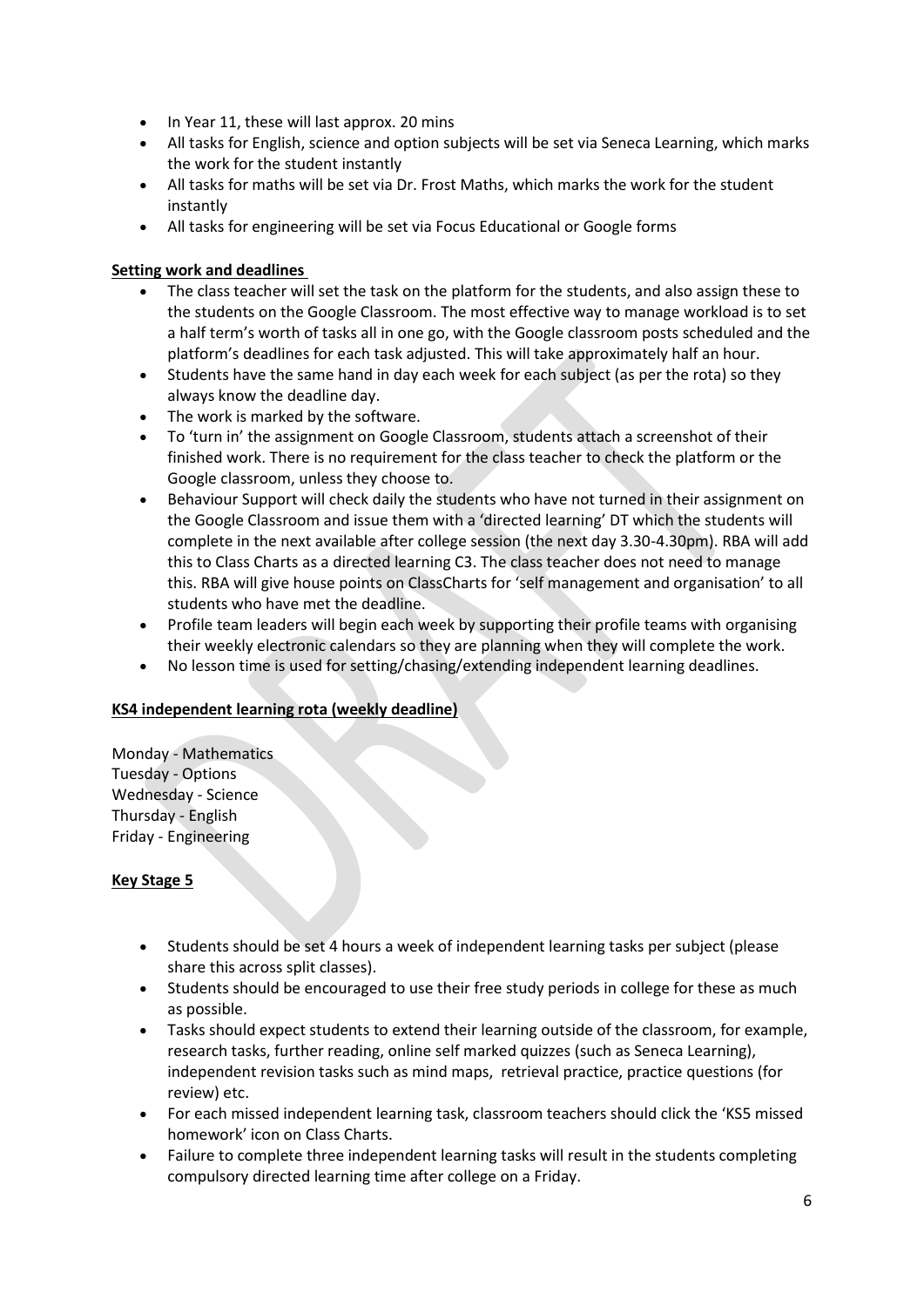- In Year 11, these will last approx. 20 mins
- All tasks for English, science and option subjects will be set via Seneca Learning, which marks the work for the student instantly
- All tasks for maths will be set via Dr. Frost Maths, which marks the work for the student instantly
- All tasks for engineering will be set via Focus Educational or Google forms

**Setting work and deadlines**

- The class teacher will set the task on the platform for the students, and also assign these to the students on the Google Classroom. The most effective way to manage workload is to set a half term's worth of tasks all in one go, with the Google classroom posts scheduled and the platform's deadlines for each task adjusted. This will take approximately half an hour.
- Students have the same hand in day each week for each subject (as per the rota) so they always know the deadline day.
- The work is marked by the software.
- To 'turn in' the assignment on Google Classroom, students attach a screenshot of their finished work. There is no requirement for the class teacher to check the platform or the Google classroom, unless they choose to.
- Behaviour Support will check daily the students who have not turned in their assignment on the Google Classroom and issue them with a 'directed learning' DT which the students will complete in the next available after college session (the next day 3.30-4.30pm). RBA will add this to Class Charts as a directed learning C3. The class teacher does not need to manage this. RBA will give house points on ClassCharts for 'self management and organisation' to all students who have met the deadline.
- Profile team leaders will begin each week by supporting their profile teams with organising their weekly electronic calendars so they are planning when they will complete the work.
- No lesson time is used for setting/chasing/extending independent learning deadlines.

**KS4 independent learning rota (weekly deadline)**

Monday - Mathematics
Tuesday - Options
Wednesday - Science
Thursday - English
Friday - Engineering

**Key Stage 5**

- Students should be set 4 hours a week of independent learning tasks per subject (please share this across split classes).
- Students should be encouraged to use their free study periods in college for these as much as possible.
- Tasks should expect students to extend their learning outside of the classroom, for example, research tasks, further reading, online self marked quizzes (such as Seneca Learning), independent revision tasks such as mind maps, retrieval practice, practice questions (for review) etc.
- For each missed independent learning task, classroom teachers should click the 'KS5 missed homework' icon on Class Charts.
- Failure to complete three independent learning tasks will result in the students completing compulsory directed learning time after college on a Friday.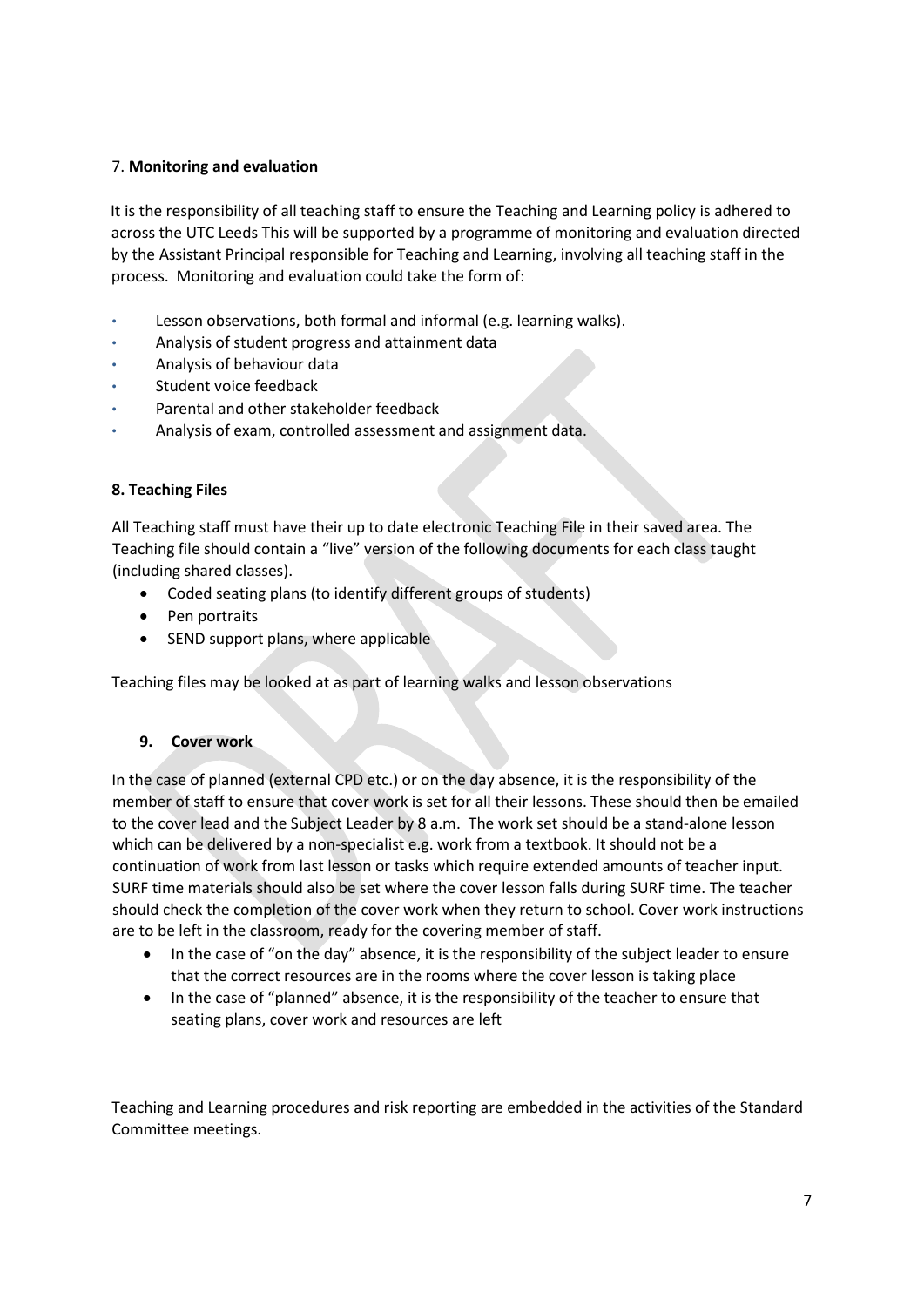7. **Monitoring and evaluation**

It is the responsibility of all teaching staff to ensure the Teaching and Learning policy is adhered to across the UTC Leeds This will be supported by a programme of monitoring and evaluation directed by the Assistant Principal responsible for Teaching and Learning, involving all teaching staff in the process. Monitoring and evaluation could take the form of:

- Lesson observations, both formal and informal (e.g. learning walks).
- Analysis of student progress and attainment data
- Analysis of behaviour data
- Student voice feedback
- Parental and other stakeholder feedback
- Analysis of exam, controlled assessment and assignment data.

**8. Teaching Files**

All Teaching staff must have their up to date electronic Teaching File in their saved area. The Teaching file should contain a "live" version of the following documents for each class taught (including shared classes).

- Coded seating plans (to identify different groups of students)
- Pen portraits
- SEND support plans, where applicable

Teaching files may be looked at as part of learning walks and lesson observations

**9. Cover work**

In the case of planned (external CPD etc.) or on the day absence, it is the responsibility of the member of staff to ensure that cover work is set for all their lessons. These should then be emailed to the cover lead and the Subject Leader by 8 a.m. The work set should be a stand-alone lesson which can be delivered by a non-specialist e.g. work from a textbook. It should not be a continuation of work from last lesson or tasks which require extended amounts of teacher input. SURF time materials should also be set where the cover lesson falls during SURF time. The teacher should check the completion of the cover work when they return to school. Cover work instructions are to be left in the classroom, ready for the covering member of staff.

- In the case of "on the day" absence, it is the responsibility of the subject leader to ensure that the correct resources are in the rooms where the cover lesson is taking place
- In the case of "planned" absence, it is the responsibility of the teacher to ensure that seating plans, cover work and resources are left

Teaching and Learning procedures and risk reporting are embedded in the activities of the Standard Committee meetings.